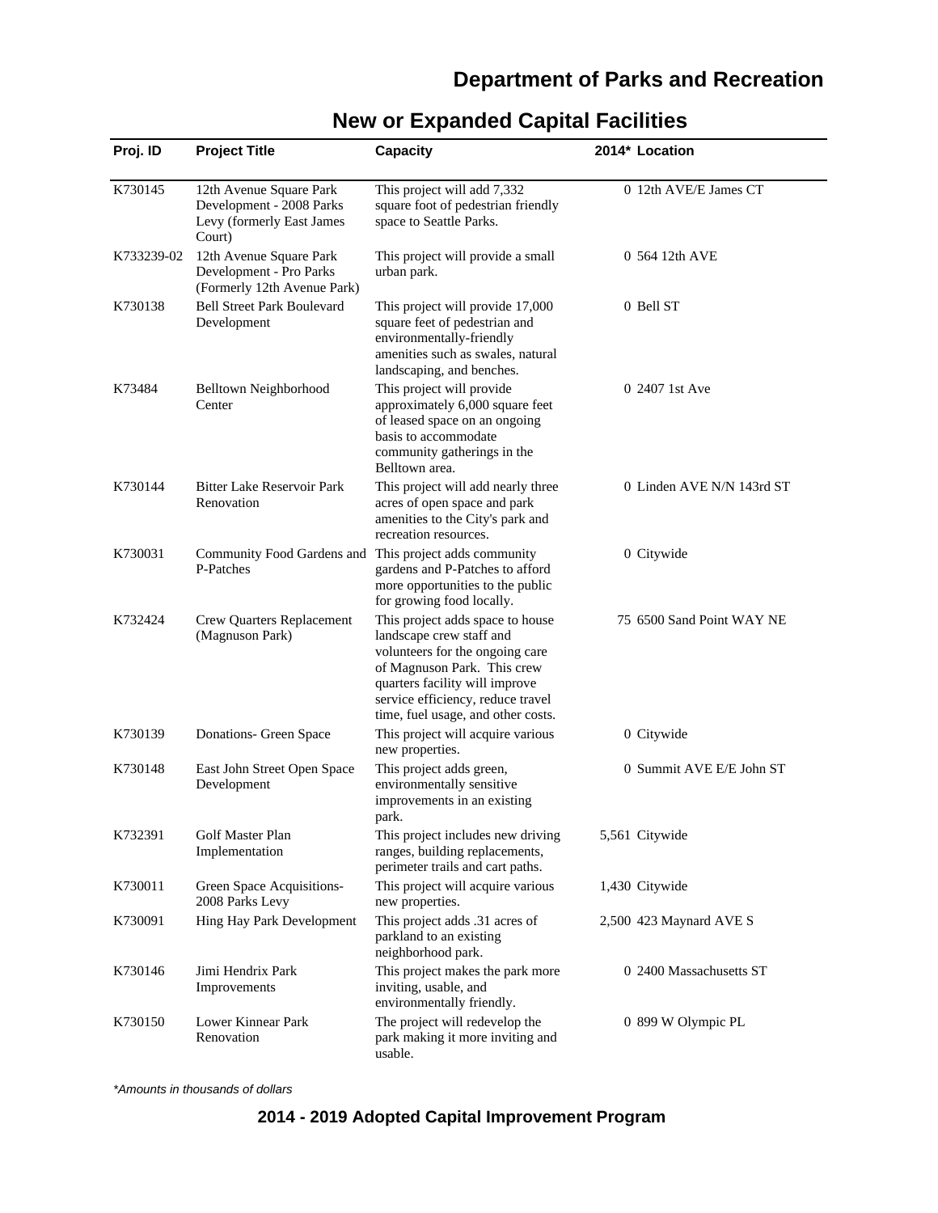# Department of Parks and Recreation

## New or Expanded Capital Facilities

| Proj. ID | Project Title | Capacity | 2014* | Location |
|---|---|---|---|---|
| K730145 | 12th Avenue Square Park Development - 2008 Parks Levy (formerly East James Court) | This project will add 7,332 square foot of pedestrian friendly space to Seattle Parks. | 0 | 12th AVE/E James CT |
| K733239-02 | 12th Avenue Square Park Development - Pro Parks (Formerly 12th Avenue Park) | This project will provide a small urban park. | 0 | 564 12th AVE |
| K730138 | Bell Street Park Boulevard Development | This project will provide 17,000 square feet of pedestrian and environmentally-friendly amenities such as swales, natural landscaping, and benches. | 0 | Bell ST |
| K73484 | Belltown Neighborhood Center | This project will provide approximately 6,000 square feet of leased space on an ongoing basis to accommodate community gatherings in the Belltown area. | 0 | 2407 1st Ave |
| K730144 | Bitter Lake Reservoir Park Renovation | This project will add nearly three acres of open space and park amenities to the City's park and recreation resources. | 0 | Linden AVE N/N 143rd ST |
| K730031 | Community Food Gardens and P-Patches | This project adds community gardens and P-Patches to afford more opportunities to the public for growing food locally. | 0 | Citywide |
| K732424 | Crew Quarters Replacement (Magnuson Park) | This project adds space to house landscape crew staff and volunteers for the ongoing care of Magnuson Park. This crew quarters facility will improve service efficiency, reduce travel time, fuel usage, and other costs. | 75 | 6500 Sand Point WAY NE |
| K730139 | Donations- Green Space | This project will acquire various new properties. | 0 | Citywide |
| K730148 | East John Street Open Space Development | This project adds green, environmentally sensitive improvements in an existing park. | 0 | Summit AVE E/E John ST |
| K732391 | Golf Master Plan Implementation | This project includes new driving ranges, building replacements, perimeter trails and cart paths. | 5,561 | Citywide |
| K730011 | Green Space Acquisitions- 2008 Parks Levy | This project will acquire various new properties. | 1,430 | Citywide |
| K730091 | Hing Hay Park Development | This project adds .31 acres of parkland to an existing neighborhood park. | 2,500 | 423 Maynard AVE S |
| K730146 | Jimi Hendrix Park Improvements | This project makes the park more inviting, usable, and environmentally friendly. | 0 | 2400 Massachusetts ST |
| K730150 | Lower Kinnear Park Renovation | The project will redevelop the park making it more inviting and usable. | 0 | 899 W Olympic PL |

*Amounts in thousands of dollars*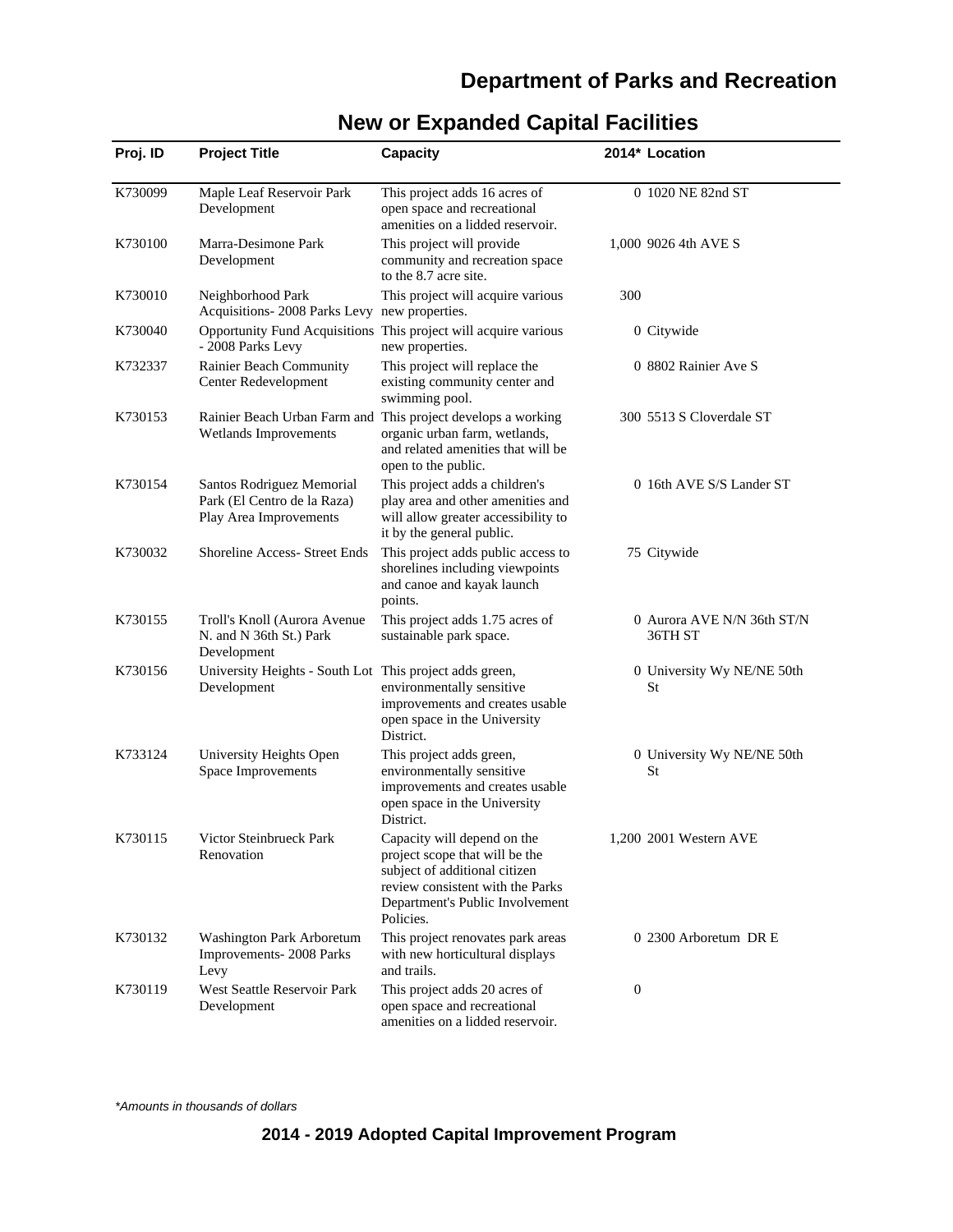# Department of Parks and Recreation

## New or Expanded Capital Facilities

| Proj. ID | Project Title | Capacity | 2014* | Location |
|---|---|---|---|---|
| K730099 | Maple Leaf Reservoir Park Development | This project adds 16 acres of open space and recreational amenities on a lidded reservoir. | 0 | 1020 NE 82nd ST |
| K730100 | Marra-Desimone Park Development | This project will provide community and recreation space to the 8.7 acre site. | 1,000 | 9026 4th AVE S |
| K730010 | Neighborhood Park Acquisitions- 2008 Parks Levy | This project will acquire various new properties. | 300 | |
| K730040 | Opportunity Fund Acquisitions - 2008 Parks Levy | This project will acquire various new properties. | 0 | Citywide |
| K732337 | Rainier Beach Community Center Redevelopment | This project will replace the existing community center and swimming pool. | 0 | 8802 Rainier Ave S |
| K730153 | Rainier Beach Urban Farm and Wetlands Improvements | This project develops a working organic urban farm, wetlands, and related amenities that will be open to the public. | 300 | 5513 S Cloverdale ST |
| K730154 | Santos Rodriguez Memorial Park (El Centro de la Raza) Play Area Improvements | This project adds a children's play area and other amenities and will allow greater accessibility to it by the general public. | 0 | 16th AVE S/S Lander ST |
| K730032 | Shoreline Access- Street Ends | This project adds public access to shorelines including viewpoints and canoe and kayak launch points. | 75 | Citywide |
| K730155 | Troll's Knoll (Aurora Avenue N. and N 36th St.) Park Development | This project adds 1.75 acres of sustainable park space. | 0 | Aurora AVE N/N 36th ST/N 36TH ST |
| K730156 | University Heights - South Lot Development | This project adds green, environmentally sensitive improvements and creates usable open space in the University District. | 0 | University Wy NE/NE 50th St |
| K733124 | University Heights Open Space Improvements | This project adds green, environmentally sensitive improvements and creates usable open space in the University District. | 0 | University Wy NE/NE 50th St |
| K730115 | Victor Steinbrueck Park Renovation | Capacity will depend on the project scope that will be the subject of additional citizen review consistent with the Parks Department's Public Involvement Policies. | 1,200 | 2001 Western AVE |
| K730132 | Washington Park Arboretum Improvements- 2008 Parks Levy | This project renovates park areas with new horticultural displays and trails. | 0 | 2300 Arboretum DR E |
| K730119 | West Seattle Reservoir Park Development | This project adds 20 acres of open space and recreational amenities on a lidded reservoir. | 0 | |

*\*Amounts in thousands of dollars*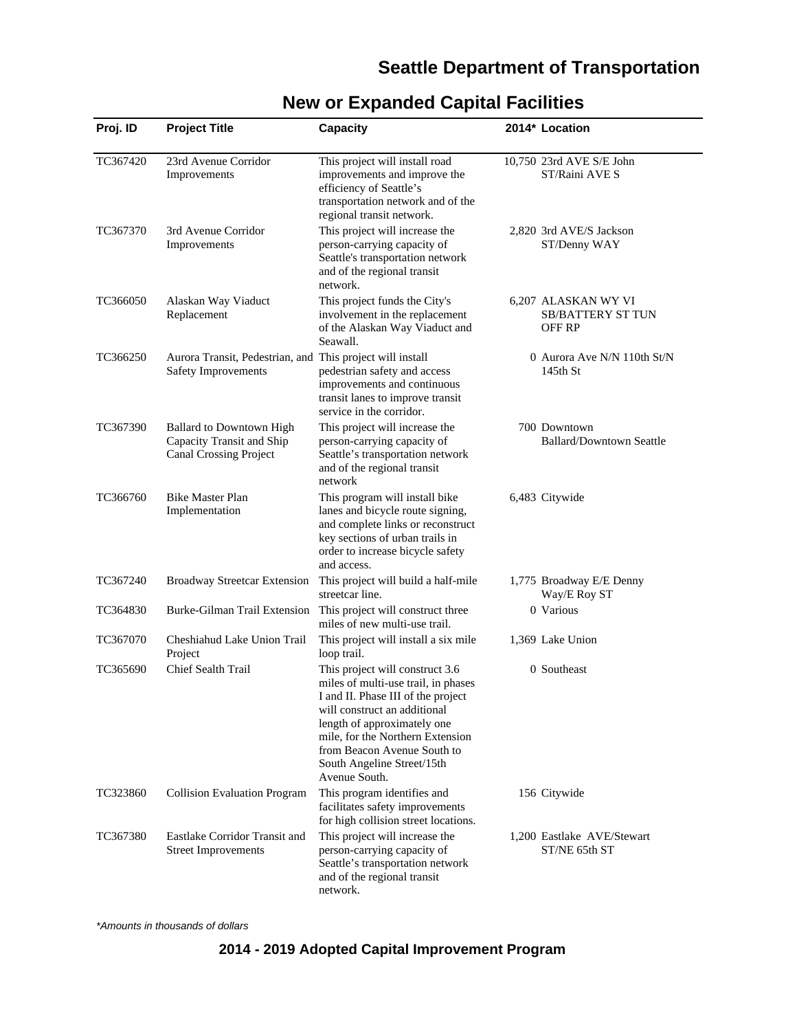# Seattle Department of Transportation

## New or Expanded Capital Facilities

| Proj. ID | Project Title | Capacity | 2014* | Location |
|---|---|---|---|---|
| TC367420 | 23rd Avenue Corridor Improvements | This project will install road improvements and improve the efficiency of Seattle's transportation network and of the regional transit network. | 10,750 | 23rd AVE S/E John ST/Raini AVE S |
| TC367370 | 3rd Avenue Corridor Improvements | This project will increase the person-carrying capacity of Seattle's transportation network and of the regional transit network. | 2,820 | 3rd AVE/S Jackson ST/Denny WAY |
| TC366050 | Alaskan Way Viaduct Replacement | This project funds the City's involvement in the replacement of the Alaskan Way Viaduct and Seawall. | 6,207 | ALASKAN WY VI SB/BATTERY ST TUN OFF RP |
| TC366250 | Aurora Transit, Pedestrian, and Safety Improvements | This project will install pedestrian safety and access improvements and continuous transit lanes to improve transit service in the corridor. | 0 | Aurora Ave N/N 110th St/N 145th St |
| TC367390 | Ballard to Downtown High Capacity Transit and Ship Canal Crossing Project | This project will increase the person-carrying capacity of Seattle's transportation network and of the regional transit network | 700 | Downtown Ballard/Downtown Seattle |
| TC366760 | Bike Master Plan Implementation | This program will install bike lanes and bicycle route signing, and complete links or reconstruct key sections of urban trails in order to increase bicycle safety and access. | 6,483 | Citywide |
| TC367240 | Broadway Streetcar Extension | This project will build a half-mile streetcar line. | 1,775 | Broadway E/E Denny Way/E Roy ST |
| TC364830 | Burke-Gilman Trail Extension | This project will construct three miles of new multi-use trail. | 0 | Various |
| TC367070 | Cheshiahud Lake Union Trail Project | This project will install a six mile loop trail. | 1,369 | Lake Union |
| TC365690 | Chief Sealth Trail | This project will construct 3.6 miles of multi-use trail, in phases I and II. Phase III of the project will construct an additional length of approximately one mile, for the Northern Extension from Beacon Avenue South to South Angeline Street/15th Avenue South. | 0 | Southeast |
| TC323860 | Collision Evaluation Program | This program identifies and facilitates safety improvements for high collision street locations. | 156 | Citywide |
| TC367380 | Eastlake Corridor Transit and Street Improvements | This project will increase the person-carrying capacity of Seattle's transportation network and of the regional transit network. | 1,200 | Eastlake AVE/Stewart ST/NE 65th ST |

*Amounts in thousands of dollars*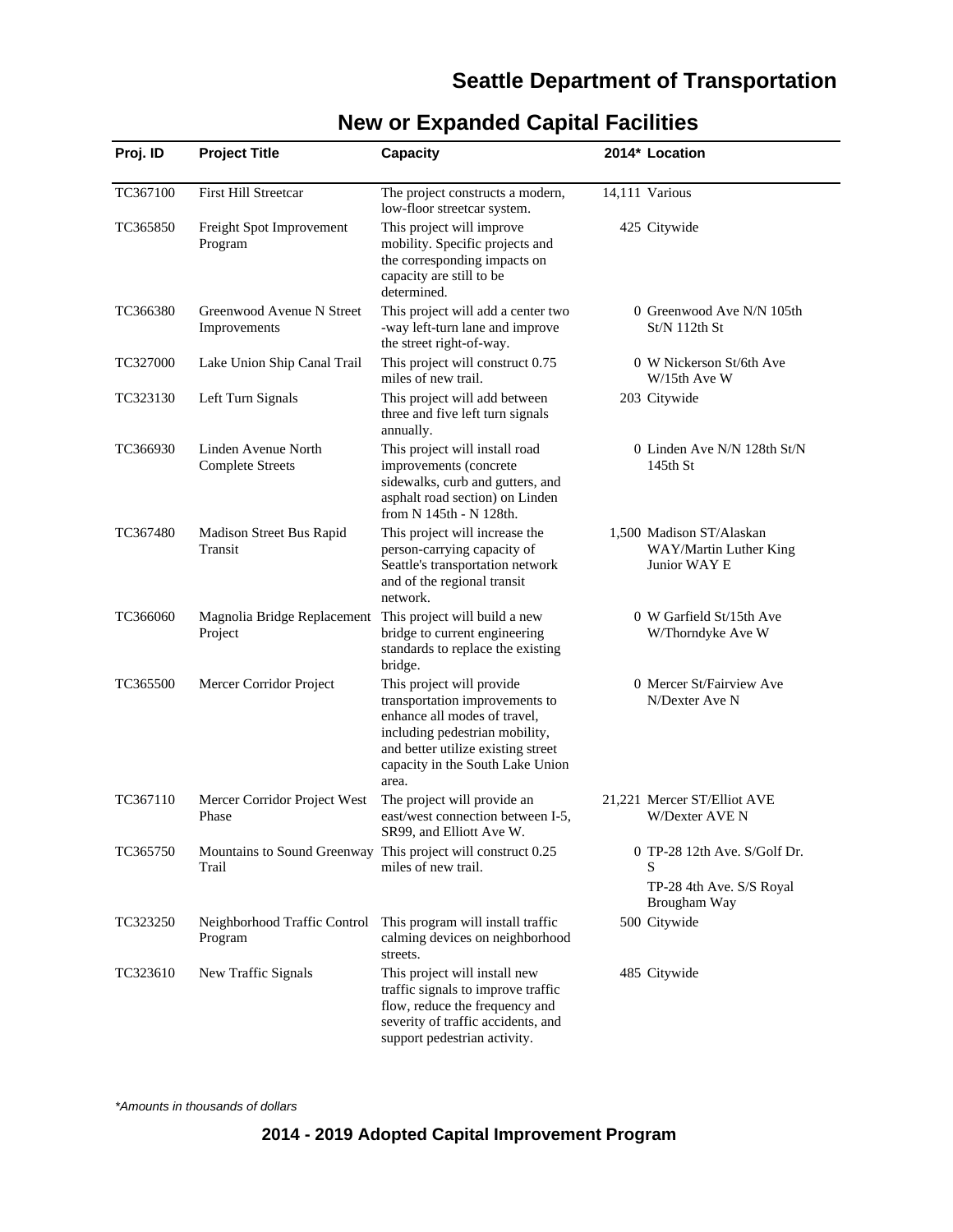# Seattle Department of Transportation

## New or Expanded Capital Facilities

| Proj. ID | Project Title | Capacity | 2014* | Location |
|---|---|---|---|---|
| TC367100 | First Hill Streetcar | The project constructs a modern, low-floor streetcar system. | 14,111 | Various |
| TC365850 | Freight Spot Improvement Program | This project will improve mobility. Specific projects and the corresponding impacts on capacity are still to be determined. | 425 | Citywide |
| TC366380 | Greenwood Avenue N Street Improvements | This project will add a center two -way left-turn lane and improve the street right-of-way. | 0 | Greenwood Ave N/N 105th St/N 112th St |
| TC327000 | Lake Union Ship Canal Trail | This project will construct 0.75 miles of new trail. | 0 | W Nickerson St/6th Ave W/15th Ave W |
| TC323130 | Left Turn Signals | This project will add between three and five left turn signals annually. | 203 | Citywide |
| TC366930 | Linden Avenue North Complete Streets | This project will install road improvements (concrete sidewalks, curb and gutters, and asphalt road section) on Linden from N 145th - N 128th. | 0 | Linden Ave N/N 128th St/N 145th St |
| TC367480 | Madison Street Bus Rapid Transit | This project will increase the person-carrying capacity of Seattle's transportation network and of the regional transit network. | 1,500 | Madison ST/Alaskan WAY/Martin Luther King Junior WAY E |
| TC366060 | Magnolia Bridge Replacement Project | This project will build a new bridge to current engineering standards to replace the existing bridge. | 0 | W Garfield St/15th Ave W/Thorndyke Ave W |
| TC365500 | Mercer Corridor Project | This project will provide transportation improvements to enhance all modes of travel, including pedestrian mobility, and better utilize existing street capacity in the South Lake Union area. | 0 | Mercer St/Fairview Ave N/Dexter Ave N |
| TC367110 | Mercer Corridor Project West Phase | The project will provide an east/west connection between I-5, SR99, and Elliott Ave W. | 21,221 | Mercer ST/Elliot AVE W/Dexter AVE N |
| TC365750 | Mountains to Sound Greenway Trail | This project will construct 0.25 miles of new trail. | 0 | TP-28 12th Ave. S/Golf Dr. S<br>TP-28 4th Ave. S/S Royal Brougham Way |
| TC323250 | Neighborhood Traffic Control Program | This program will install traffic calming devices on neighborhood streets. | 500 | Citywide |
| TC323610 | New Traffic Signals | This project will install new traffic signals to improve traffic flow, reduce the frequency and severity of traffic accidents, and support pedestrian activity. | 485 | Citywide |

*Amounts in thousands of dollars*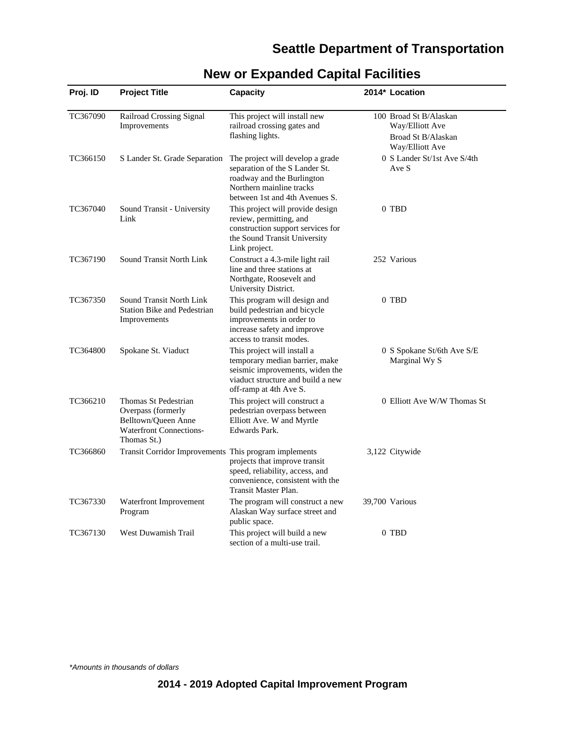## New or Expanded Capital Facilities

| Proj. ID | Project Title | Capacity | 2014* | Location |
|---|---|---|---|---|
| TC367090 | Railroad Crossing Signal Improvements | This project will install new railroad crossing gates and flashing lights. | 100 | Broad St B/Alaskan Way/Elliott Ave<br>Broad St B/Alaskan Way/Elliott Ave |
| TC366150 | S Lander St. Grade Separation | The project will develop a grade separation of the S Lander St. roadway and the Burlington Northern mainline tracks between 1st and 4th Avenues S. | 0 | S Lander St/1st Ave S/4th Ave S |
| TC367040 | Sound Transit - University Link | This project will provide design review, permitting, and construction support services for the Sound Transit University Link project. | 0 | TBD |
| TC367190 | Sound Transit North Link | Construct a 4.3-mile light rail line and three stations at Northgate, Roosevelt and University District. | 252 | Various |
| TC367350 | Sound Transit North Link Station Bike and Pedestrian Improvements | This program will design and build pedestrian and bicycle improvements in order to increase safety and improve access to transit modes. | 0 | TBD |
| TC364800 | Spokane St. Viaduct | This project will install a temporary median barrier, make seismic improvements, widen the viaduct structure and build a new off-ramp at 4th Ave S. | 0 | S Spokane St/6th Ave S/E Marginal Wy S |
| TC366210 | Thomas St Pedestrian Overpass (formerly Belltown/Queen Anne Waterfront Connections-Thomas St.) | This project will construct a pedestrian overpass between Elliott Ave. W and Myrtle Edwards Park. | 0 | Elliott Ave W/W Thomas St |
| TC366860 | Transit Corridor Improvements | This program implements projects that improve transit speed, reliability, access, and convenience, consistent with the Transit Master Plan. | 3,122 | Citywide |
| TC367330 | Waterfront Improvement Program | The program will construct a new Alaskan Way surface street and public space. | 39,700 | Various |
| TC367130 | West Duwamish Trail | This project will build a new section of a multi-use trail. | 0 | TBD |

*Amounts in thousands of dollars*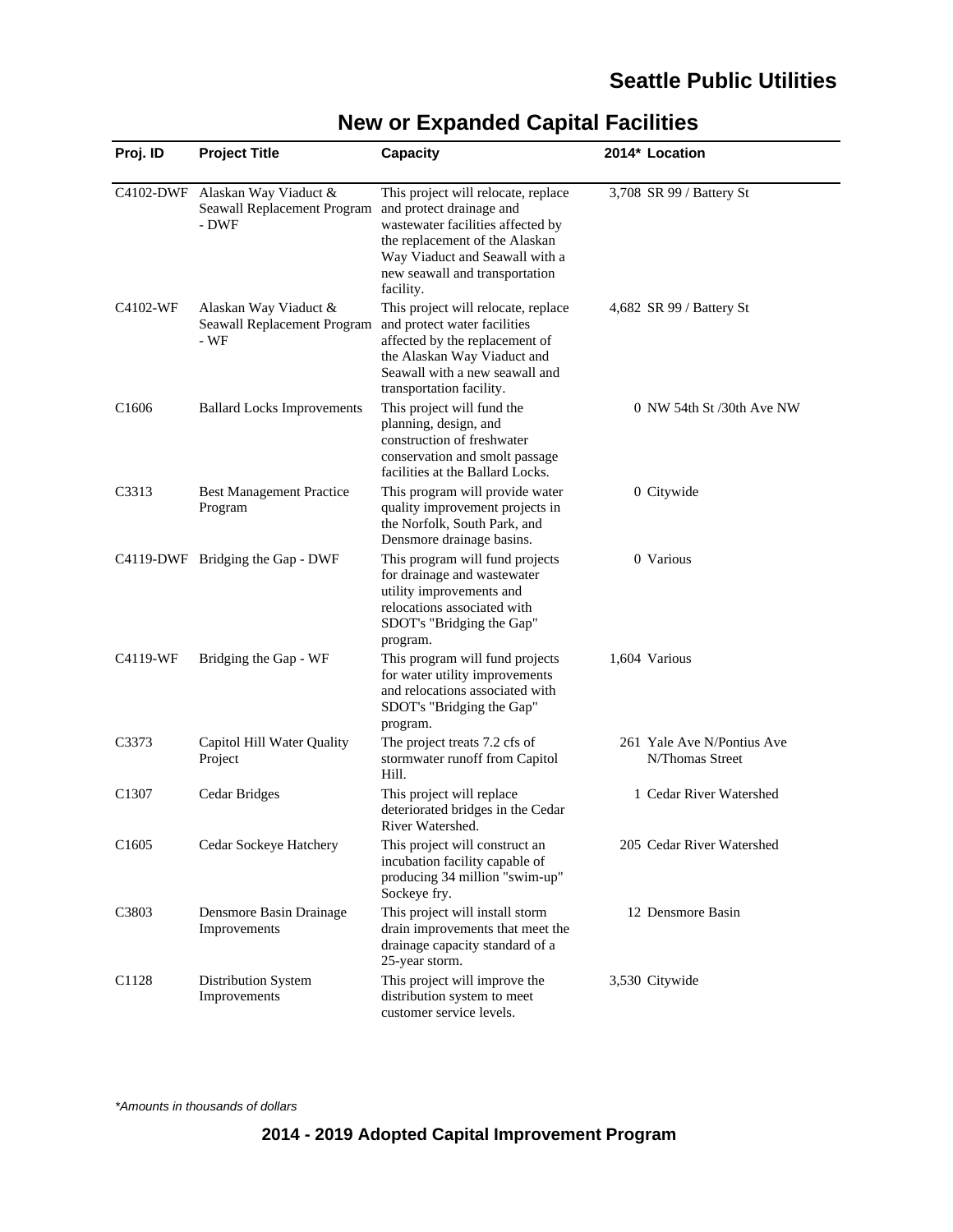# Seattle Public Utilities

## New or Expanded Capital Facilities

| Proj. ID | Project Title | Capacity | 2014* | Location |
|---|---|---|---|---|
| C4102-DWF | Alaskan Way Viaduct & Seawall Replacement Program - DWF | This project will relocate, replace and protect drainage and wastewater facilities affected by the replacement of the Alaskan Way Viaduct and Seawall with a new seawall and transportation facility. | 3,708 | SR 99 / Battery St |
| C4102-WF | Alaskan Way Viaduct & Seawall Replacement Program - WF | This project will relocate, replace and protect water facilities affected by the replacement of the Alaskan Way Viaduct and Seawall with a new seawall and transportation facility. | 4,682 | SR 99 / Battery St |
| C1606 | Ballard Locks Improvements | This project will fund the planning, design, and construction of freshwater conservation and smolt passage facilities at the Ballard Locks. | 0 | NW 54th St /30th Ave NW |
| C3313 | Best Management Practice Program | This program will provide water quality improvement projects in the Norfolk, South Park, and Densmore drainage basins. | 0 | Citywide |
| C4119-DWF | Bridging the Gap - DWF | This program will fund projects for drainage and wastewater utility improvements and relocations associated with SDOT's "Bridging the Gap" program. | 0 | Various |
| C4119-WF | Bridging the Gap - WF | This program will fund projects for water utility improvements and relocations associated with SDOT's "Bridging the Gap" program. | 1,604 | Various |
| C3373 | Capitol Hill Water Quality Project | The project treats 7.2 cfs of stormwater runoff from Capitol Hill. | 261 | Yale Ave N/Pontius Ave N/Thomas Street |
| C1307 | Cedar Bridges | This project will replace deteriorated bridges in the Cedar River Watershed. | 1 | Cedar River Watershed |
| C1605 | Cedar Sockeye Hatchery | This project will construct an incubation facility capable of producing 34 million "swim-up" Sockeye fry. | 205 | Cedar River Watershed |
| C3803 | Densmore Basin Drainage Improvements | This project will install storm drain improvements that meet the drainage capacity standard of a 25-year storm. | 12 | Densmore Basin |
| C1128 | Distribution System Improvements | This project will improve the distribution system to meet customer service levels. | 3,530 | Citywide |

*Amounts in thousands of dollars*

**2014 - 2019 Adopted Capital Improvement Program**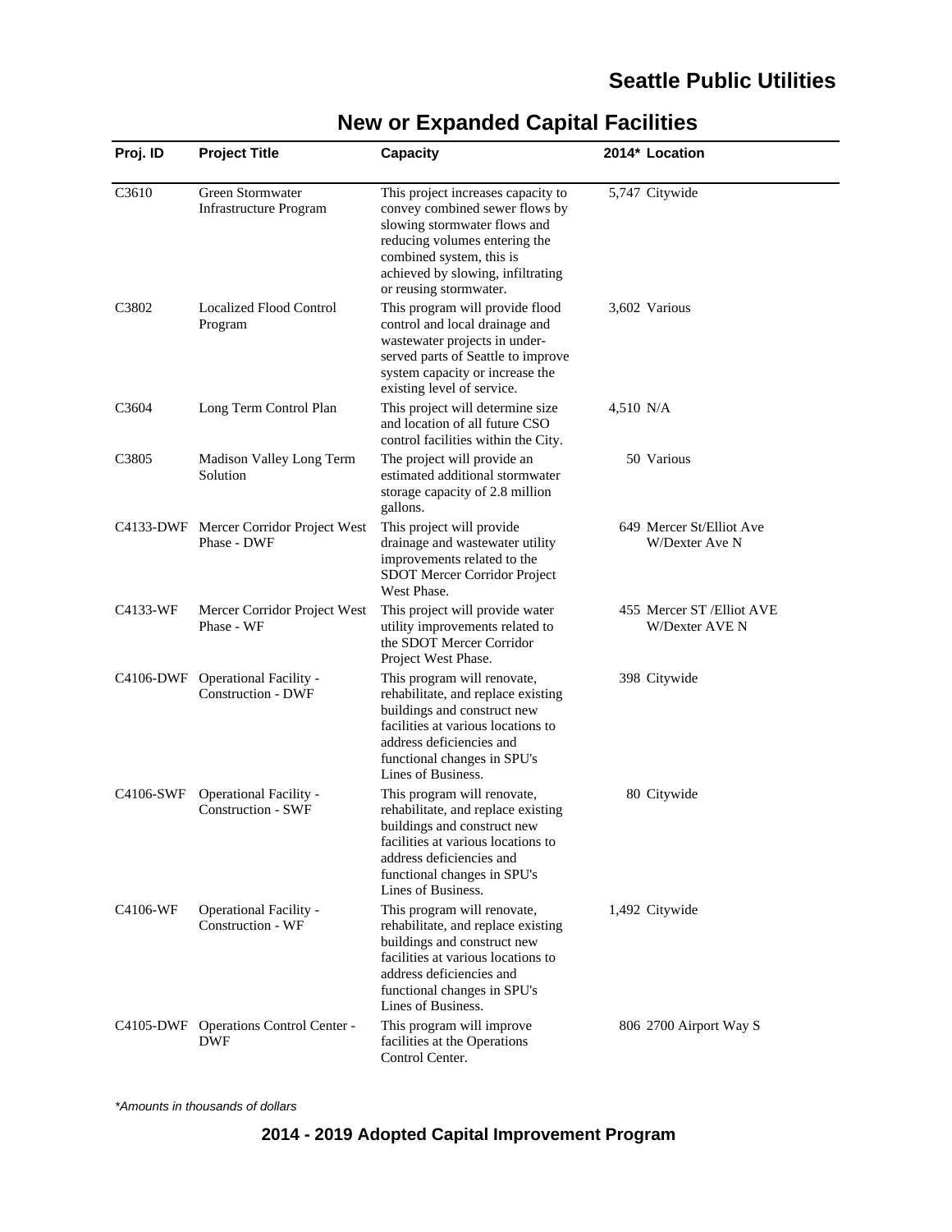## Seattle Public Utilities

# New or Expanded Capital Facilities

| Proj. ID | Project Title | Capacity | 2014* | Location |
|---|---|---|---|---|
| C3610 | Green Stormwater Infrastructure Program | This project increases capacity to convey combined sewer flows by slowing stormwater flows and reducing volumes entering the combined system, this is achieved by slowing, infiltrating or reusing stormwater. | 5,747 | Citywide |
| C3802 | Localized Flood Control Program | This program will provide flood control and local drainage and wastewater projects in under-served parts of Seattle to improve system capacity or increase the existing level of service. | 3,602 | Various |
| C3604 | Long Term Control Plan | This project will determine size and location of all future CSO control facilities within the City. | 4,510 | N/A |
| C3805 | Madison Valley Long Term Solution | The project will provide an estimated additional stormwater storage capacity of 2.8 million gallons. | 50 | Various |
| C4133-DWF | Mercer Corridor Project West Phase - DWF | This project will provide drainage and wastewater utility improvements related to the SDOT Mercer Corridor Project West Phase. | 649 | Mercer St/Elliot Ave W/Dexter Ave N |
| C4133-WF | Mercer Corridor Project West Phase - WF | This project will provide water utility improvements related to the SDOT Mercer Corridor Project West Phase. | 455 | Mercer ST /Elliot AVE W/Dexter AVE N |
| C4106-DWF | Operational Facility - Construction - DWF | This program will renovate, rehabilitate, and replace existing buildings and construct new facilities at various locations to address deficiencies and functional changes in SPU's Lines of Business. | 398 | Citywide |
| C4106-SWF | Operational Facility - Construction - SWF | This program will renovate, rehabilitate, and replace existing buildings and construct new facilities at various locations to address deficiencies and functional changes in SPU's Lines of Business. | 80 | Citywide |
| C4106-WF | Operational Facility - Construction - WF | This program will renovate, rehabilitate, and replace existing buildings and construct new facilities at various locations to address deficiencies and functional changes in SPU's Lines of Business. | 1,492 | Citywide |
| C4105-DWF | Operations Control Center - DWF | This program will improve facilities at the Operations Control Center. | 806 | 2700 Airport Way S |

*\*Amounts in thousands of dollars*

**2014 - 2019 Adopted Capital Improvement Program**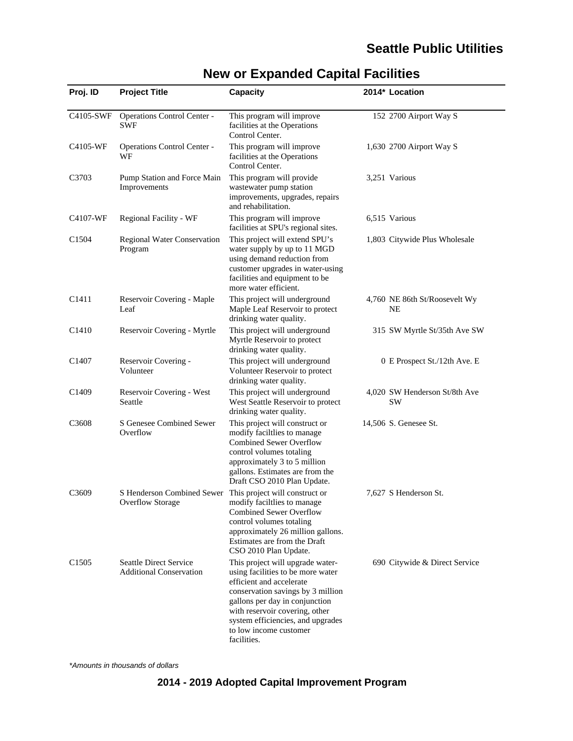## Seattle Public Utilities

# New or Expanded Capital Facilities

| Proj. ID | Project Title | Capacity | 2014* | Location |
|---|---|---|---|---|
| C4105-SWF | Operations Control Center - SWF | This program will improve facilities at the Operations Control Center. | 152 | 2700 Airport Way S |
| C4105-WF | Operations Control Center - WF | This program will improve facilities at the Operations Control Center. | 1,630 | 2700 Airport Way S |
| C3703 | Pump Station and Force Main Improvements | This program will provide wastewater pump station improvements, upgrades, repairs and rehabilitation. | 3,251 | Various |
| C4107-WF | Regional Facility - WF | This program will improve facilities at SPU's regional sites. | 6,515 | Various |
| C1504 | Regional Water Conservation Program | This project will extend SPU's water supply by up to 11 MGD using demand reduction from customer upgrades in water-using facilities and equipment to be more water efficient. | 1,803 | Citywide Plus Wholesale |
| C1411 | Reservoir Covering - Maple Leaf | This project will underground Maple Leaf Reservoir to protect drinking water quality. | 4,760 | NE 86th St/Roosevelt Wy NE |
| C1410 | Reservoir Covering - Myrtle | This project will underground Myrtle Reservoir to protect drinking water quality. | 315 | SW Myrtle St/35th Ave SW |
| C1407 | Reservoir Covering - Volunteer | This project will underground Volunteer Reservoir to protect drinking water quality. | 0 | E Prospect St./12th Ave. E |
| C1409 | Reservoir Covering - West Seattle | This project will underground West Seattle Reservoir to protect drinking water quality. | 4,020 | SW Henderson St/8th Ave SW |
| C3608 | S Genesee Combined Sewer Overflow | This project will construct or modify faciltlies to manage Combined Sewer Overflow control volumes totaling approximately 3 to 5 million gallons. Estimates are from the Draft CSO 2010 Plan Update. | 14,506 | S. Genesee St. |
| C3609 | S Henderson Combined Sewer Overflow Storage | This project will construct or modify faciltlies to manage Combined Sewer Overflow control volumes totaling approximately 26 million gallons. Estimates are from the Draft CSO 2010 Plan Update. | 7,627 | S Henderson St. |
| C1505 | Seattle Direct Service Additional Conservation | This project will upgrade water-using facilities to be more water efficient and accelerate conservation savings by 3 million gallons per day in conjunction with reservoir covering, other system efficiencies, and upgrades to low income customer facilities. | 690 | Citywide & Direct Service |

*\*Amounts in thousands of dollars*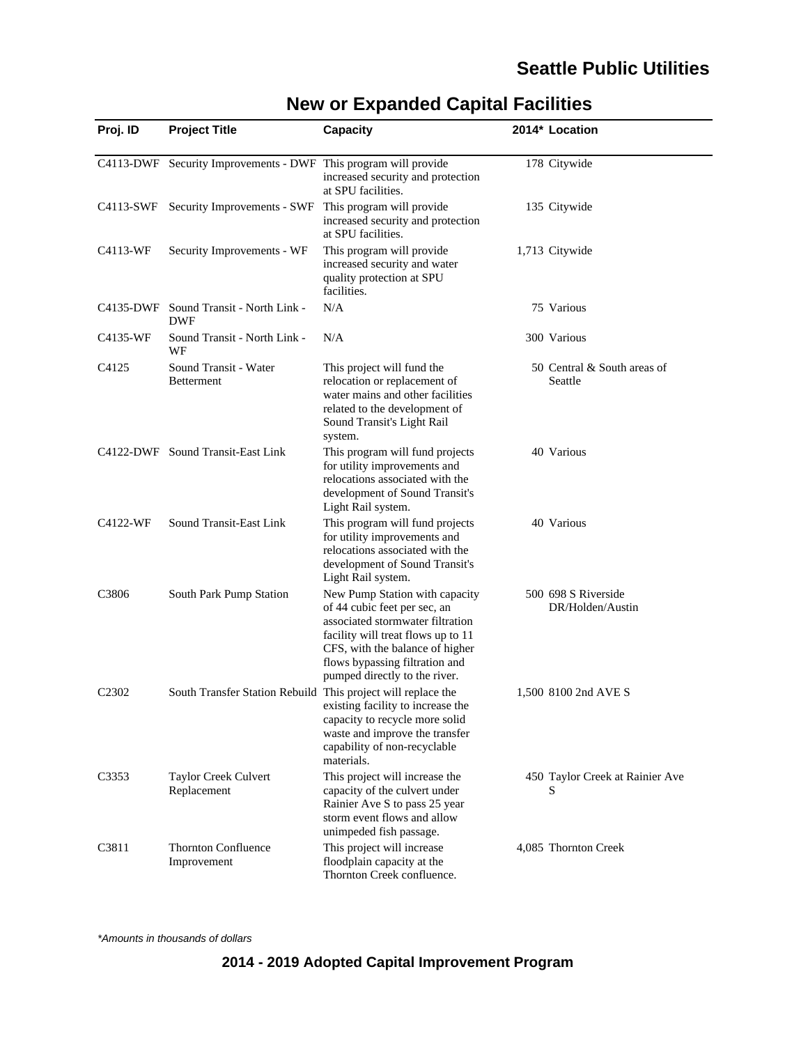# Seattle Public Utilities

## New or Expanded Capital Facilities

| Proj. ID | Project Title | Capacity | 2014* | Location |
|---|---|---|---|---|
| C4113-DWF | Security Improvements - DWF | This program will provide increased security and protection at SPU facilities. | 178 | Citywide |
| C4113-SWF | Security Improvements - SWF | This program will provide increased security and protection at SPU facilities. | 135 | Citywide |
| C4113-WF | Security Improvements - WF | This program will provide increased security and water quality protection at SPU facilities. | 1,713 | Citywide |
| C4135-DWF | Sound Transit - North Link - DWF | N/A | 75 | Various |
| C4135-WF | Sound Transit - North Link - WF | N/A | 300 | Various |
| C4125 | Sound Transit - Water Betterment | This project will fund the relocation or replacement of water mains and other facilities related to the development of Sound Transit's Light Rail system. | 50 | Central & South areas of Seattle |
| C4122-DWF | Sound Transit-East Link | This program will fund projects for utility improvements and relocations associated with the development of Sound Transit's Light Rail system. | 40 | Various |
| C4122-WF | Sound Transit-East Link | This program will fund projects for utility improvements and relocations associated with the development of Sound Transit's Light Rail system. | 40 | Various |
| C3806 | South Park Pump Station | New Pump Station with capacity of 44 cubic feet per sec, an associated stormwater filtration facility will treat flows up to 11 CFS, with the balance of higher flows bypassing filtration and pumped directly to the river. | 500 | 698 S Riverside DR/Holden/Austin |
| C2302 | South Transfer Station Rebuild | This project will replace the existing facility to increase the capacity to recycle more solid waste and improve the transfer capability of non-recyclable materials. | 1,500 | 8100 2nd AVE S |
| C3353 | Taylor Creek Culvert Replacement | This project will increase the capacity of the culvert under Rainier Ave S to pass 25 year storm event flows and allow unimpeded fish passage. | 450 | Taylor Creek at Rainier Ave S |
| C3811 | Thornton Confluence Improvement | This project will increase floodplain capacity at the Thornton Creek confluence. | 4,085 | Thornton Creek |

*Amounts in thousands of dollars*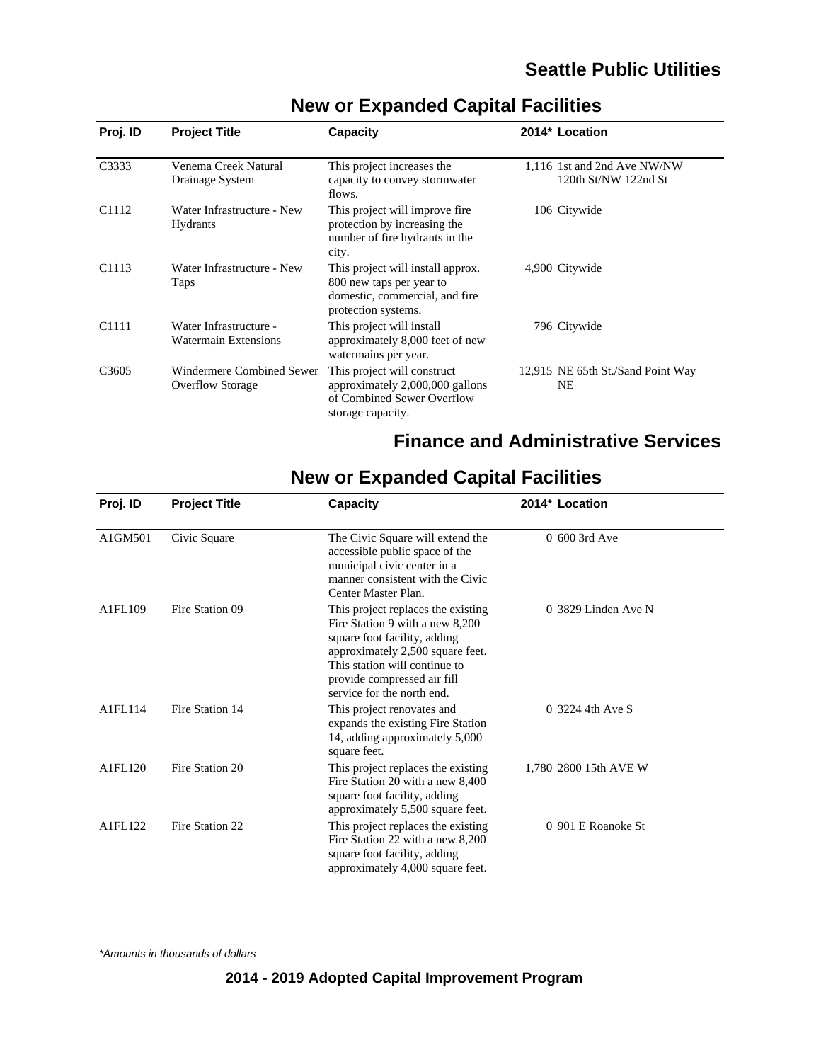## Seattle Public Utilities

### New or Expanded Capital Facilities

| Proj. ID | Project Title | Capacity | 2014* | Location |
|---|---|---|---|---|
| C3333 | Venema Creek Natural Drainage System | This project increases the capacity to convey stormwater flows. | 1,116 | 1st and 2nd Ave NW/NW 120th St/NW 122nd St |
| C1112 | Water Infrastructure - New Hydrants | This project will improve fire protection by increasing the number of fire hydrants in the city. | 106 | Citywide |
| C1113 | Water Infrastructure - New Taps | This project will install approx. 800 new taps per year to domestic, commercial, and fire protection systems. | 4,900 | Citywide |
| C1111 | Water Infrastructure - Watermain Extensions | This project will install approximately 8,000 feet of new watermains per year. | 796 | Citywide |
| C3605 | Windermere Combined Sewer Overflow Storage | This project will construct approximately 2,000,000 gallons of Combined Sewer Overflow storage capacity. | 12,915 | NE 65th St./Sand Point Way NE |

## Finance and Administrative Services

### New or Expanded Capital Facilities

| Proj. ID | Project Title | Capacity | 2014* | Location |
|---|---|---|---|---|
| A1GM501 | Civic Square | The Civic Square will extend the accessible public space of the municipal civic center in a manner consistent with the Civic Center Master Plan. | 0 | 600 3rd Ave |
| A1FL109 | Fire Station 09 | This project replaces the existing Fire Station 9 with a new 8,200 square foot facility, adding approximately 2,500 square feet. This station will continue to provide compressed air fill service for the north end. | 0 | 3829 Linden Ave N |
| A1FL114 | Fire Station 14 | This project renovates and expands the existing Fire Station 14, adding approximately 5,000 square feet. | 0 | 3224 4th Ave S |
| A1FL120 | Fire Station 20 | This project replaces the existing Fire Station 20 with a new 8,400 square foot facility, adding approximately 5,500 square feet. | 1,780 | 2800 15th AVE W |
| A1FL122 | Fire Station 22 | This project replaces the existing Fire Station 22 with a new 8,200 square foot facility, adding approximately 4,000 square feet. | 0 | 901 E Roanoke St |

*Amounts in thousands of dollars*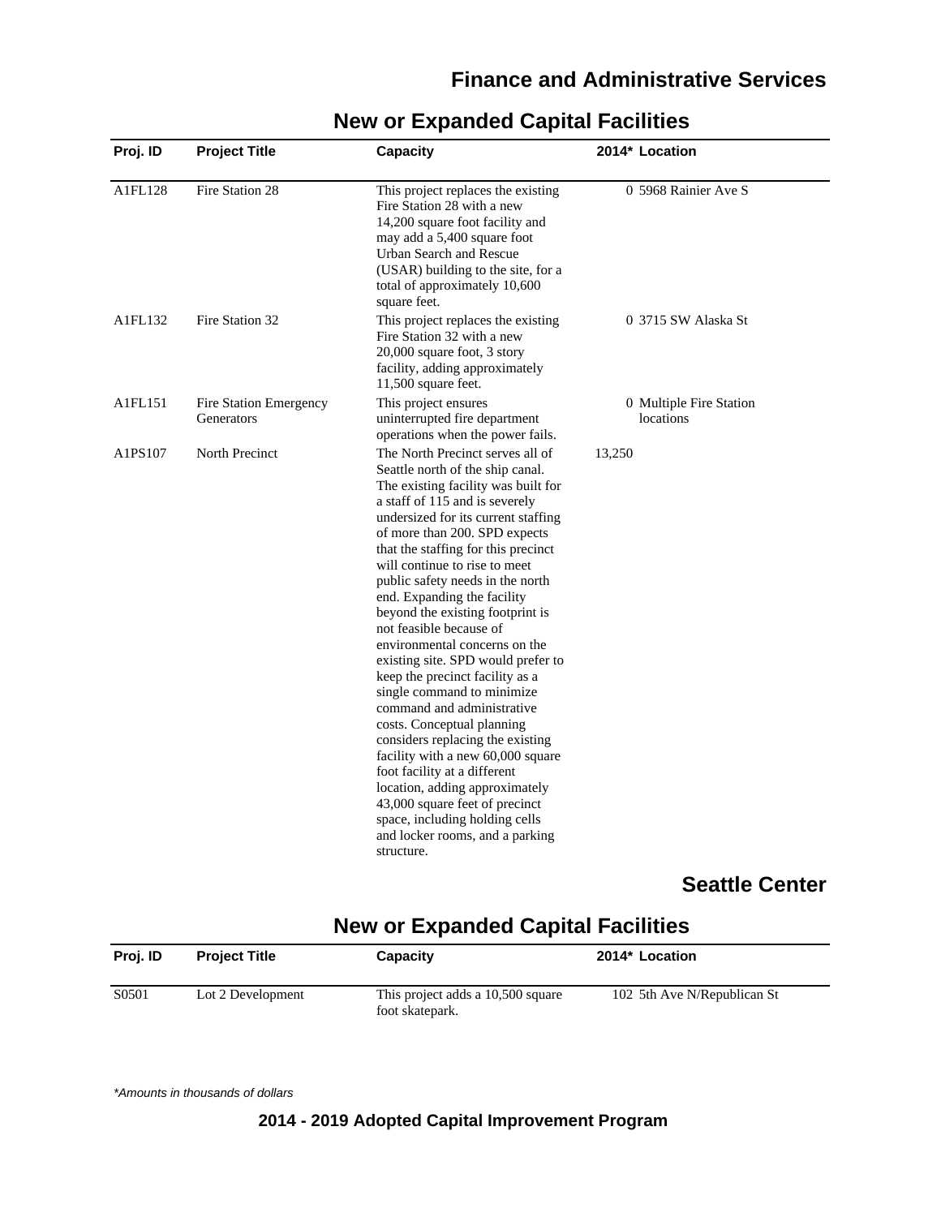## Finance and Administrative Services

### New or Expanded Capital Facilities

| Proj. ID | Project Title | Capacity | 2014* | Location |
|---|---|---|---|---|
| A1FL128 | Fire Station 28 | This project replaces the existing Fire Station 28 with a new 14,200 square foot facility and may add a 5,400 square foot Urban Search and Rescue (USAR) building to the site, for a total of approximately 10,600 square feet. | 0 | 5968 Rainier Ave S |
| A1FL132 | Fire Station 32 | This project replaces the existing Fire Station 32 with a new 20,000 square foot, 3 story facility, adding approximately 11,500 square feet. | 0 | 3715 SW Alaska St |
| A1FL151 | Fire Station Emergency Generators | This project ensures uninterrupted fire department operations when the power fails. | 0 | Multiple Fire Station locations |
| A1PS107 | North Precinct | The North Precinct serves all of Seattle north of the ship canal. The existing facility was built for a staff of 115 and is severely undersized for its current staffing of more than 200. SPD expects that the staffing for this precinct will continue to rise to meet public safety needs in the north end. Expanding the facility beyond the existing footprint is not feasible because of environmental concerns on the existing site. SPD would prefer to keep the precinct facility as a single command to minimize command and administrative costs. Conceptual planning considers replacing the existing facility with a new 60,000 square foot facility at a different location, adding approximately 43,000 square feet of precinct space, including holding cells and locker rooms, and a parking structure. | 13,250 | |

## Seattle Center

### New or Expanded Capital Facilities

| Proj. ID | Project Title | Capacity | 2014* | Location |
|---|---|---|---|---|
| S0501 | Lot 2 Development | This project adds a 10,500 square foot skatepark. | 102 | 5th Ave N/Republican St |

*Amounts in thousands of dollars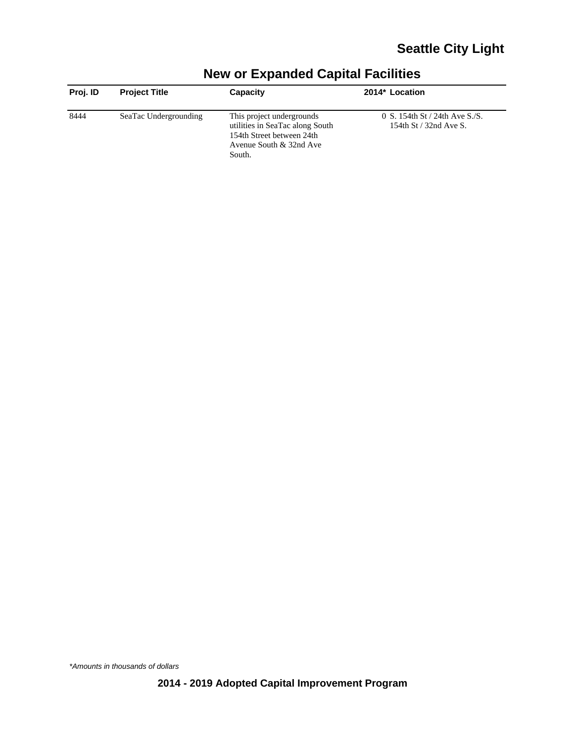# Seattle City Light

## New or Expanded Capital Facilities

| Proj. ID | Project Title | Capacity | 2014* | Location |
|---|---|---|---|---|
| 8444 | SeaTac Undergrounding | This project undergrounds utilities in SeaTac along South 154th Street between 24th Avenue South & 32nd Ave South. | 0 | S. 154th St / 24th Ave S./S. 154th St / 32nd Ave S. |

*\*Amounts in thousands of dollars*

**2014 - 2019 Adopted Capital Improvement Program**